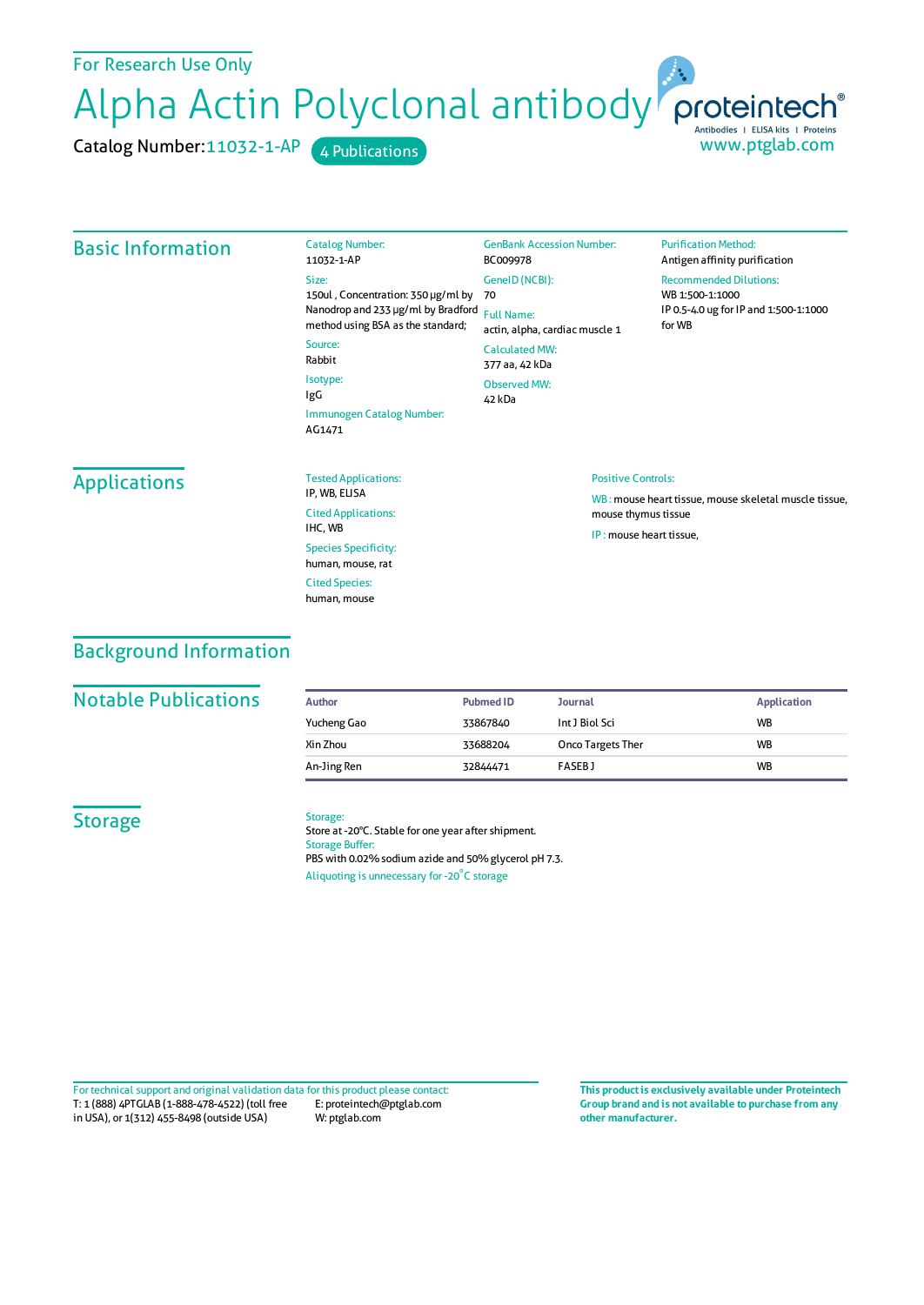For Research Use Only

# Alpha Actin Polyclonal antibody

Catalog Number: 11032-1-AP    4 Publications

proteintech®
Antibodies | ELISA kits | Proteins
www.ptglab.com

## Basic Information

Catalog Number:
11032-1-AP

Size:
150ul , Concentration: 350 μg/ml by Nanodrop and 233 μg/ml by Bradford method using BSA as the standard;

Source:
Rabbit

Isotype:
IgG

Immunogen Catalog Number:
AG1471

GenBank Accession Number:
BC009978

GeneID (NCBI):
70

Full Name:
actin, alpha, cardiac muscle 1

Calculated MW:
377 aa, 42 kDa

Observed MW:
42 kDa

Purification Method:
Antigen affinity purification

Recommended Dilutions:
WB 1:500-1:1000
IP 0.5-4.0 ug for IP and 1:500-1:1000 for WB

## Applications

Tested Applications:
IP, WB, ELISA

Cited Applications:
IHC, WB

Species Specificity:
human, mouse, rat

Cited Species:
human, mouse

Positive Controls:

WB : mouse heart tissue, mouse skeletal muscle tissue, mouse thymus tissue

IP : mouse heart tissue,

## Background Information

## Notable Publications

| Author | Pubmed ID | Journal | Application |
|---|---|---|---|
| Yucheng Gao | 33867840 | Int J Biol Sci | WB |
| Xin Zhou | 33688204 | Onco Targets Ther | WB |
| An-Jing Ren | 32844471 | FASEB J | WB |

## Storage

Storage:
Store at -20°C. Stable for one year after shipment.

Storage Buffer:
PBS with 0.02% sodium azide and 50% glycerol pH 7.3.

Aliquoting is unnecessary for -20°C storage

For technical support and original validation data for this product please contact:
T: 1 (888) 4PTGLAB (1-888-478-4522) (toll free in USA), or 1(312) 455-8498 (outside USA)
E: proteintech@ptglab.com
W: ptglab.com

**This product is exclusively available under Proteintech Group brand and is not available to purchase from any other manufacturer.**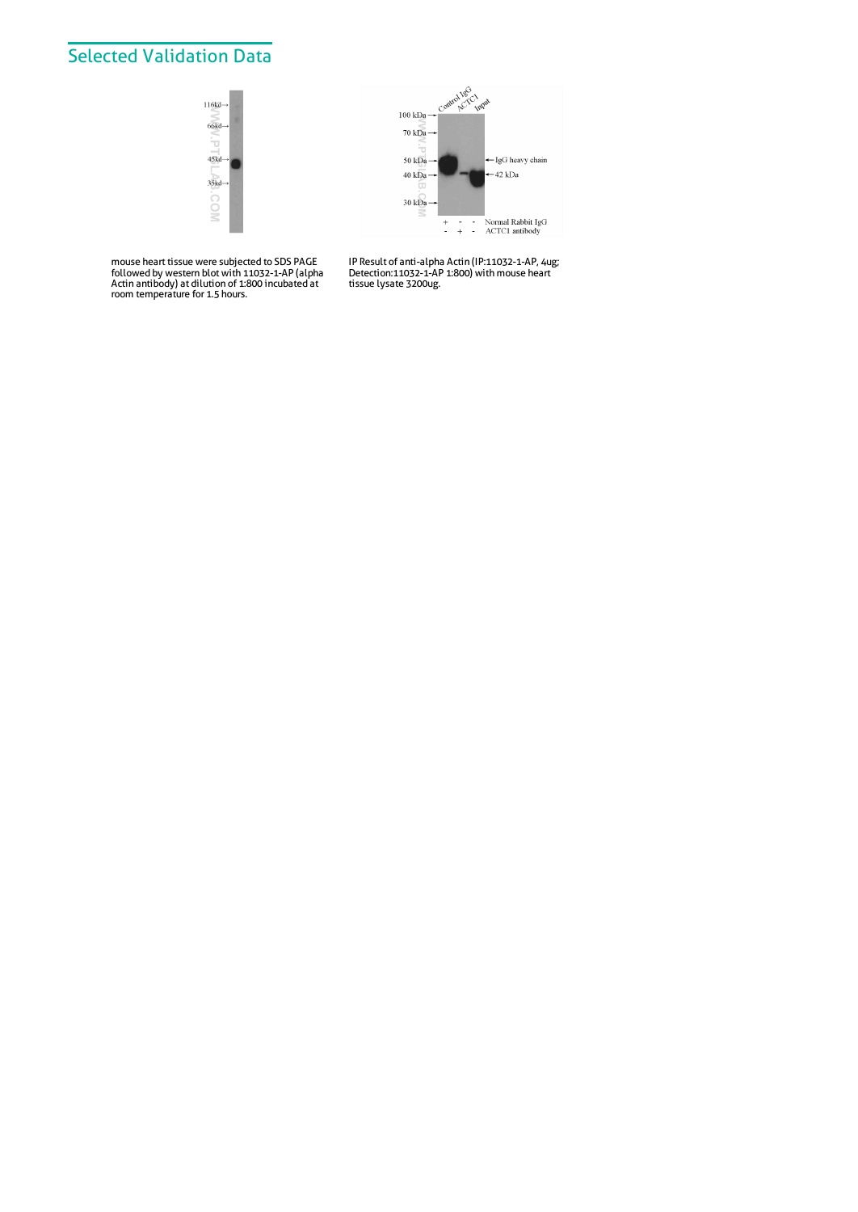## Selected Validation Data

116kd→
66kd→
45kd→
35kd→

mouse heart tissue were subjected to SDS PAGE followed by western blot with 11032-1-AP (alpha Actin antibody) at dilution of 1:800 incubated at room temperature for 1.5 hours.

Control IgG
ACTC1
Input
100 kDa
70 kDa
50 kDa
40 kDa
30 kDa
←IgG heavy chain
←42 kDa
+ - - Normal Rabbit IgG
- + - ACTC1 antibody

IP Result of anti-alpha Actin (IP:11032-1-AP, 4ug; Detection:11032-1-AP 1:800) with mouse heart tissue lysate 3200ug.